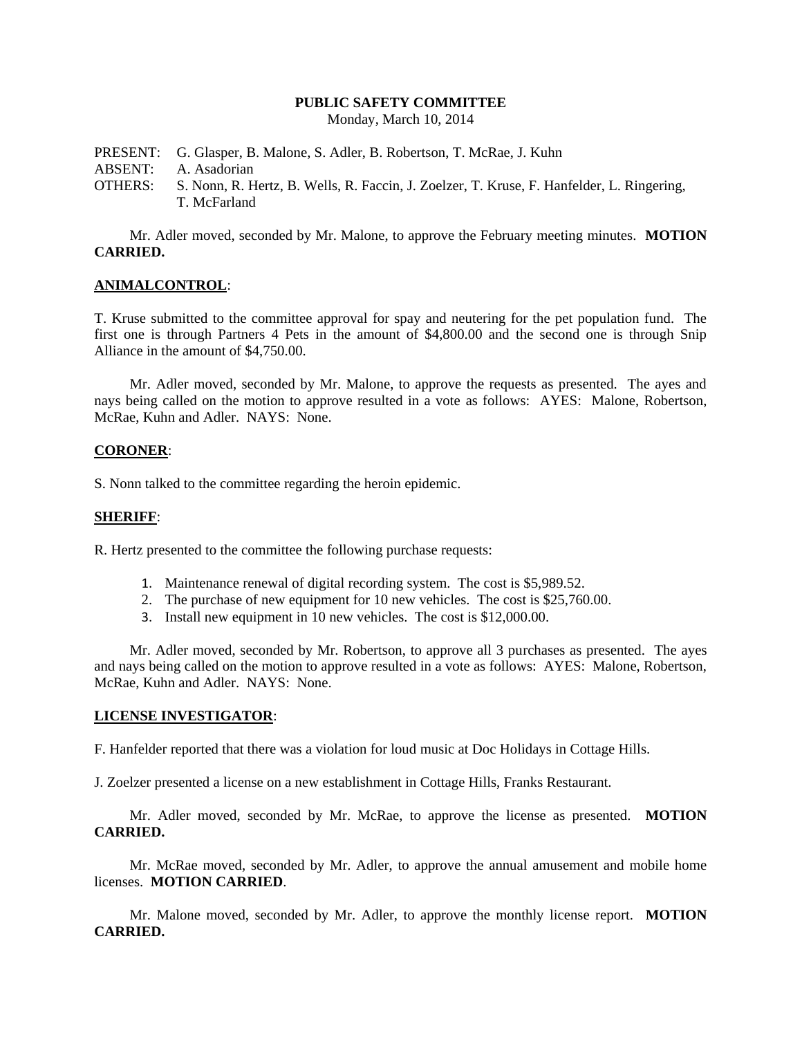**PUBLIC SAFETY COMMITTEE**

Monday, March 10, 2014

PRESENT: G. Glasper, B. Malone, S. Adler, B. Robertson, T. McRae, J. Kuhn
ABSENT: A. Asadorian
OTHERS: S. Nonn, R. Hertz, B. Wells, R. Faccin, J. Zoelzer, T. Kruse, F. Hanfelder, L. Ringering, T. McFarland

Mr. Adler moved, seconded by Mr. Malone, to approve the February meeting minutes. **MOTION CARRIED.**

**ANIMALCONTROL**:

T. Kruse submitted to the committee approval for spay and neutering for the pet population fund. The first one is through Partners 4 Pets in the amount of $4,800.00 and the second one is through Snip Alliance in the amount of $4,750.00.

Mr. Adler moved, seconded by Mr. Malone, to approve the requests as presented. The ayes and nays being called on the motion to approve resulted in a vote as follows: AYES: Malone, Robertson, McRae, Kuhn and Adler. NAYS: None.

**CORONER**:

S. Nonn talked to the committee regarding the heroin epidemic.

**SHERIFF**:

R. Hertz presented to the committee the following purchase requests:

1. Maintenance renewal of digital recording system. The cost is $5,989.52.
2. The purchase of new equipment for 10 new vehicles. The cost is $25,760.00.
3. Install new equipment in 10 new vehicles. The cost is $12,000.00.

Mr. Adler moved, seconded by Mr. Robertson, to approve all 3 purchases as presented. The ayes and nays being called on the motion to approve resulted in a vote as follows: AYES: Malone, Robertson, McRae, Kuhn and Adler. NAYS: None.

**LICENSE INVESTIGATOR**:

F. Hanfelder reported that there was a violation for loud music at Doc Holidays in Cottage Hills.

J. Zoelzer presented a license on a new establishment in Cottage Hills, Franks Restaurant.

Mr. Adler moved, seconded by Mr. McRae, to approve the license as presented. **MOTION CARRIED.**

Mr. McRae moved, seconded by Mr. Adler, to approve the annual amusement and mobile home licenses. **MOTION CARRIED**.

Mr. Malone moved, seconded by Mr. Adler, to approve the monthly license report. **MOTION CARRIED.**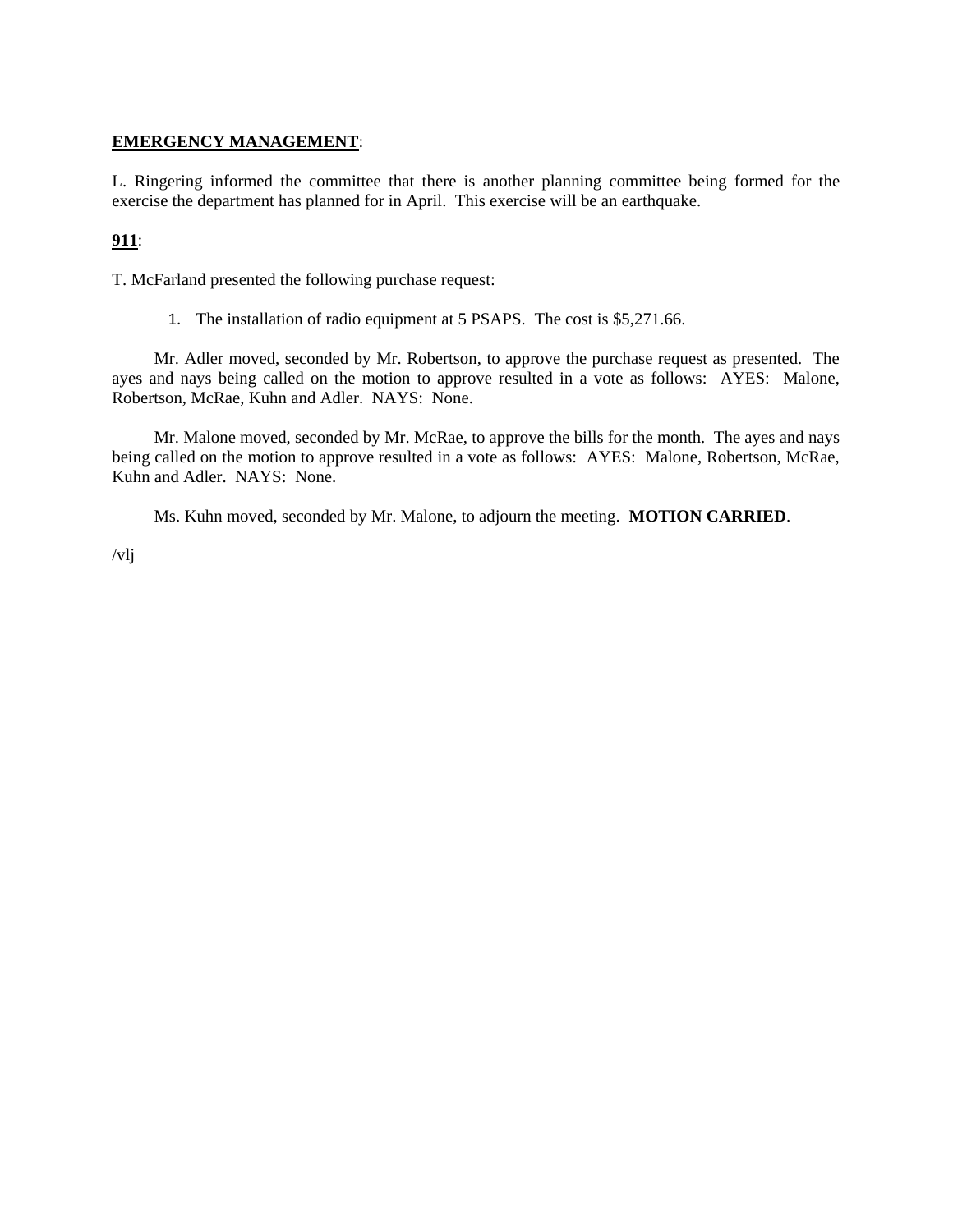**EMERGENCY MANAGEMENT**:

L. Ringering informed the committee that there is another planning committee being formed for the exercise the department has planned for in April. This exercise will be an earthquake.

**911**:

T. McFarland presented the following purchase request:

1. The installation of radio equipment at 5 PSAPS. The cost is $5,271.66.

Mr. Adler moved, seconded by Mr. Robertson, to approve the purchase request as presented. The ayes and nays being called on the motion to approve resulted in a vote as follows: AYES: Malone, Robertson, McRae, Kuhn and Adler. NAYS: None.

Mr. Malone moved, seconded by Mr. McRae, to approve the bills for the month. The ayes and nays being called on the motion to approve resulted in a vote as follows: AYES: Malone, Robertson, McRae, Kuhn and Adler. NAYS: None.

Ms. Kuhn moved, seconded by Mr. Malone, to adjourn the meeting. **MOTION CARRIED**.

/vlj